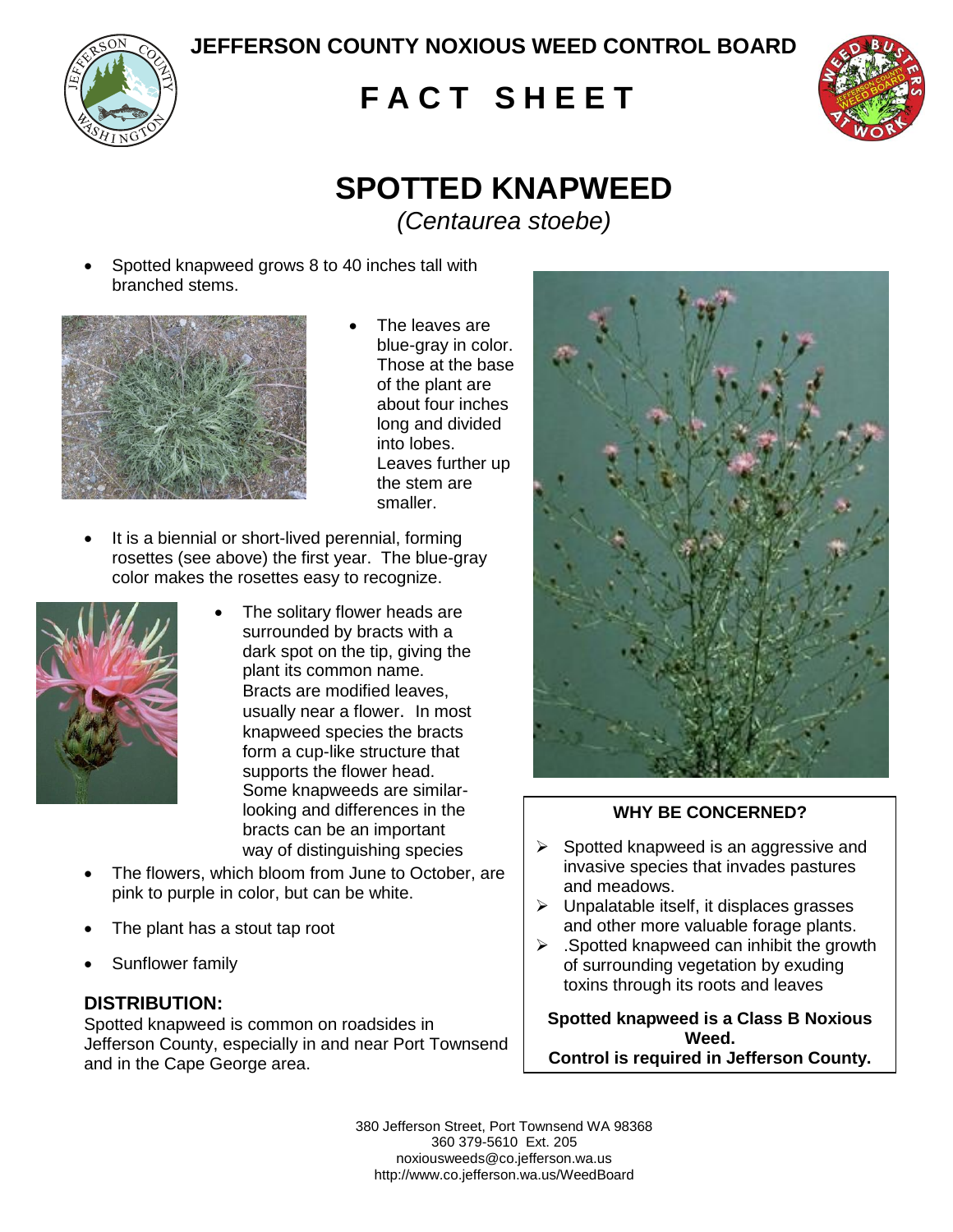**JEFFERSON COUNTY NOXIOUS WEED CONTROL BOARD**

# FACT SHEET

# SPOTTED KNAPWEED

*(Centaurea stoebe)*

- Spotted knapweed grows 8 to 40 inches tall with branched stems.
- The leaves are blue-gray in color. Those at the base of the plant are about four inches long and divided into lobes. Leaves further up the stem are smaller.
- It is a biennial or short-lived perennial, forming rosettes (see above) the first year. The blue-gray color makes the rosettes easy to recognize.
- The solitary flower heads are surrounded by bracts with a dark spot on the tip, giving the plant its common name. Bracts are modified leaves, usually near a flower. In most knapweed species the bracts form a cup-like structure that supports the flower head. Some knapweeds are similar-looking and differences in the bracts can be an important way of distinguishing species
- The flowers, which bloom from June to October, are pink to purple in color, but can be white.
- The plant has a stout tap root
- Sunflower family

## DISTRIBUTION:

Spotted knapweed is common on roadsides in Jefferson County, especially in and near Port Townsend and in the Cape George area.

### WHY BE CONCERNED?

- Spotted knapweed is an aggressive and invasive species that invades pastures and meadows.
- Unpalatable itself, it displaces grasses and other more valuable forage plants.
- .Spotted knapweed can inhibit the growth of surrounding vegetation by exuding toxins through its roots and leaves

**Spotted knapweed is a Class B Noxious Weed.**
**Control is required in Jefferson County.**

380 Jefferson Street, Port Townsend WA 98368
360 379-5610 Ext. 205
noxiousweeds@co.jefferson.wa.us
http://www.co.jefferson.wa.us/WeedBoard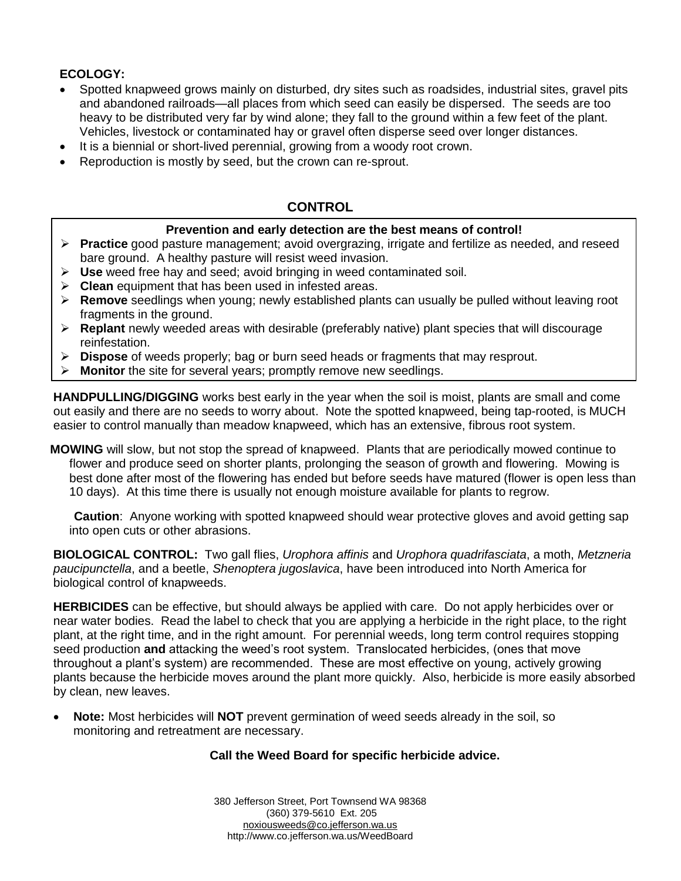**ECOLOGY:**

- Spotted knapweed grows mainly on disturbed, dry sites such as roadsides, industrial sites, gravel pits and abandoned railroads—all places from which seed can easily be dispersed. The seeds are too heavy to be distributed very far by wind alone; they fall to the ground within a few feet of the plant. Vehicles, livestock or contaminated hay or gravel often disperse seed over longer distances.
- It is a biennial or short-lived perennial, growing from a woody root crown.
- Reproduction is mostly by seed, but the crown can re-sprout.

## CONTROL

**Prevention and early detection are the best means of control!**

- **Practice** good pasture management; avoid overgrazing, irrigate and fertilize as needed, and reseed bare ground. A healthy pasture will resist weed invasion.
- **Use** weed free hay and seed; avoid bringing in weed contaminated soil.
- **Clean** equipment that has been used in infested areas.
- **Remove** seedlings when young; newly established plants can usually be pulled without leaving root fragments in the ground.
- **Replant** newly weeded areas with desirable (preferably native) plant species that will discourage reinfestation.
- **Dispose** of weeds properly; bag or burn seed heads or fragments that may resprout.
- **Monitor** the site for several years; promptly remove new seedlings.

**HANDPULLING/DIGGING** works best early in the year when the soil is moist, plants are small and come out easily and there are no seeds to worry about. Note the spotted knapweed, being tap-rooted, is MUCH easier to control manually than meadow knapweed, which has an extensive, fibrous root system.

**MOWING** will slow, but not stop the spread of knapweed. Plants that are periodically mowed continue to flower and produce seed on shorter plants, prolonging the season of growth and flowering. Mowing is best done after most of the flowering has ended but before seeds have matured (flower is open less than 10 days). At this time there is usually not enough moisture available for plants to regrow.

**Caution**: Anyone working with spotted knapweed should wear protective gloves and avoid getting sap into open cuts or other abrasions.

**BIOLOGICAL CONTROL:** Two gall flies, *Urophora affinis* and *Urophora quadrifasciata*, a moth, *Metzneria paucipunctella*, and a beetle, *Shenoptera jugoslavica*, have been introduced into North America for biological control of knapweeds.

**HERBICIDES** can be effective, but should always be applied with care. Do not apply herbicides over or near water bodies. Read the label to check that you are applying a herbicide in the right place, to the right plant, at the right time, and in the right amount. For perennial weeds, long term control requires stopping seed production **and** attacking the weed's root system. Translocated herbicides, (ones that move throughout a plant's system) are recommended. These are most effective on young, actively growing plants because the herbicide moves around the plant more quickly. Also, herbicide is more easily absorbed by clean, new leaves.

- **Note:** Most herbicides will **NOT** prevent germination of weed seeds already in the soil, so monitoring and retreatment are necessary.

**Call the Weed Board for specific herbicide advice.**

380 Jefferson Street, Port Townsend WA 98368
(360) 379-5610 Ext. 205
noxiousweeds@co.jefferson.wa.us
http://www.co.jefferson.wa.us/WeedBoard